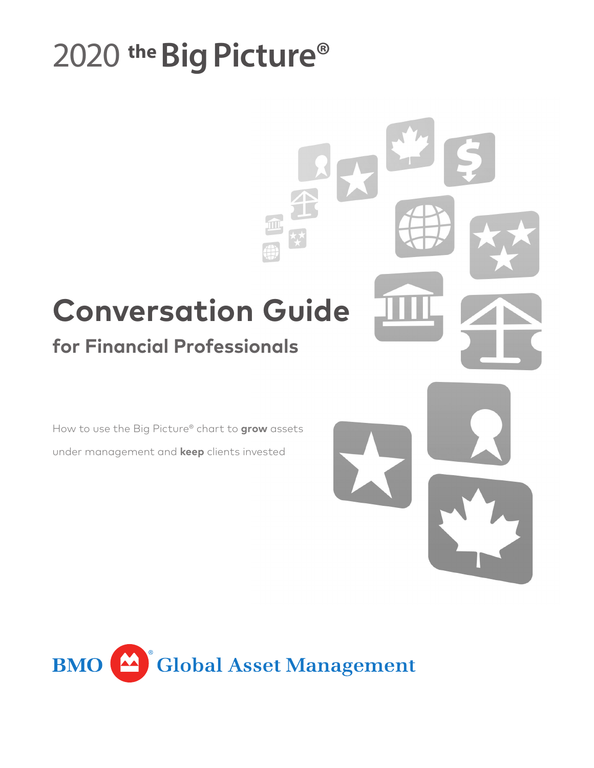# 2020 the Big Picture®

## Conversation Guide

### for Financial Professionals

How to use the Big Picture® chart to **grow** assets under management and **keep** clients invested

BMO Global Asset Management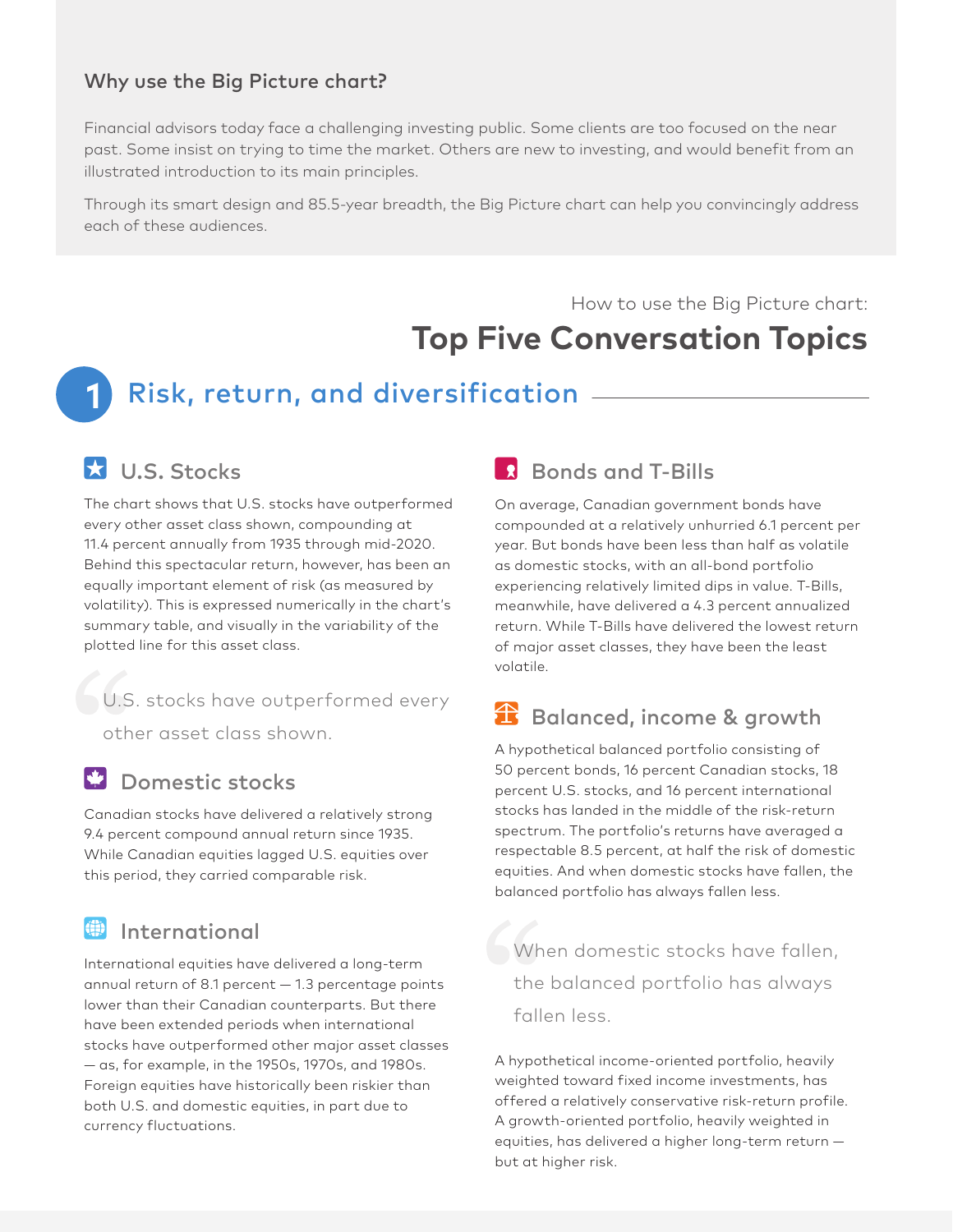### Why use the Big Picture chart?

Financial advisors today face a challenging investing public. Some clients are too focused on the near past. Some insist on trying to time the market. Others are new to investing, and would benefit from an illustrated introduction to its main principles.

Through its smart design and 85.5-year breadth, the Big Picture chart can help you convincingly address each of these audiences.

How to use the Big Picture chart:

# Top Five Conversation Topics

## 1 Risk, return, and diversification

### U.S. Stocks

The chart shows that U.S. stocks have outperformed every other asset class shown, compounding at 11.4 percent annually from 1935 through mid-2020. Behind this spectacular return, however, has been an equally important element of risk (as measured by volatility). This is expressed numerically in the chart's summary table, and visually in the variability of the plotted line for this asset class.

> U.S. stocks have outperformed every other asset class shown.

### Domestic stocks

Canadian stocks have delivered a relatively strong 9.4 percent compound annual return since 1935. While Canadian equities lagged U.S. equities over this period, they carried comparable risk.

### International

International equities have delivered a long-term annual return of 8.1 percent — 1.3 percentage points lower than their Canadian counterparts. But there have been extended periods when international stocks have outperformed other major asset classes — as, for example, in the 1950s, 1970s, and 1980s. Foreign equities have historically been riskier than both U.S. and domestic equities, in part due to currency fluctuations.

### Bonds and T-Bills

On average, Canadian government bonds have compounded at a relatively unhurried 6.1 percent per year. But bonds have been less than half as volatile as domestic stocks, with an all-bond portfolio experiencing relatively limited dips in value. T-Bills, meanwhile, have delivered a 4.3 percent annualized return. While T-Bills have delivered the lowest return of major asset classes, they have been the least volatile.

### Balanced, income & growth

A hypothetical balanced portfolio consisting of 50 percent bonds, 16 percent Canadian stocks, 18 percent U.S. stocks, and 16 percent international stocks has landed in the middle of the risk-return spectrum. The portfolio's returns have averaged a respectable 8.5 percent, at half the risk of domestic equities. And when domestic stocks have fallen, the balanced portfolio has always fallen less.

> When domestic stocks have fallen, the balanced portfolio has always fallen less.

A hypothetical income-oriented portfolio, heavily weighted toward fixed income investments, has offered a relatively conservative risk-return profile. A growth-oriented portfolio, heavily weighted in equities, has delivered a higher long-term return — but at higher risk.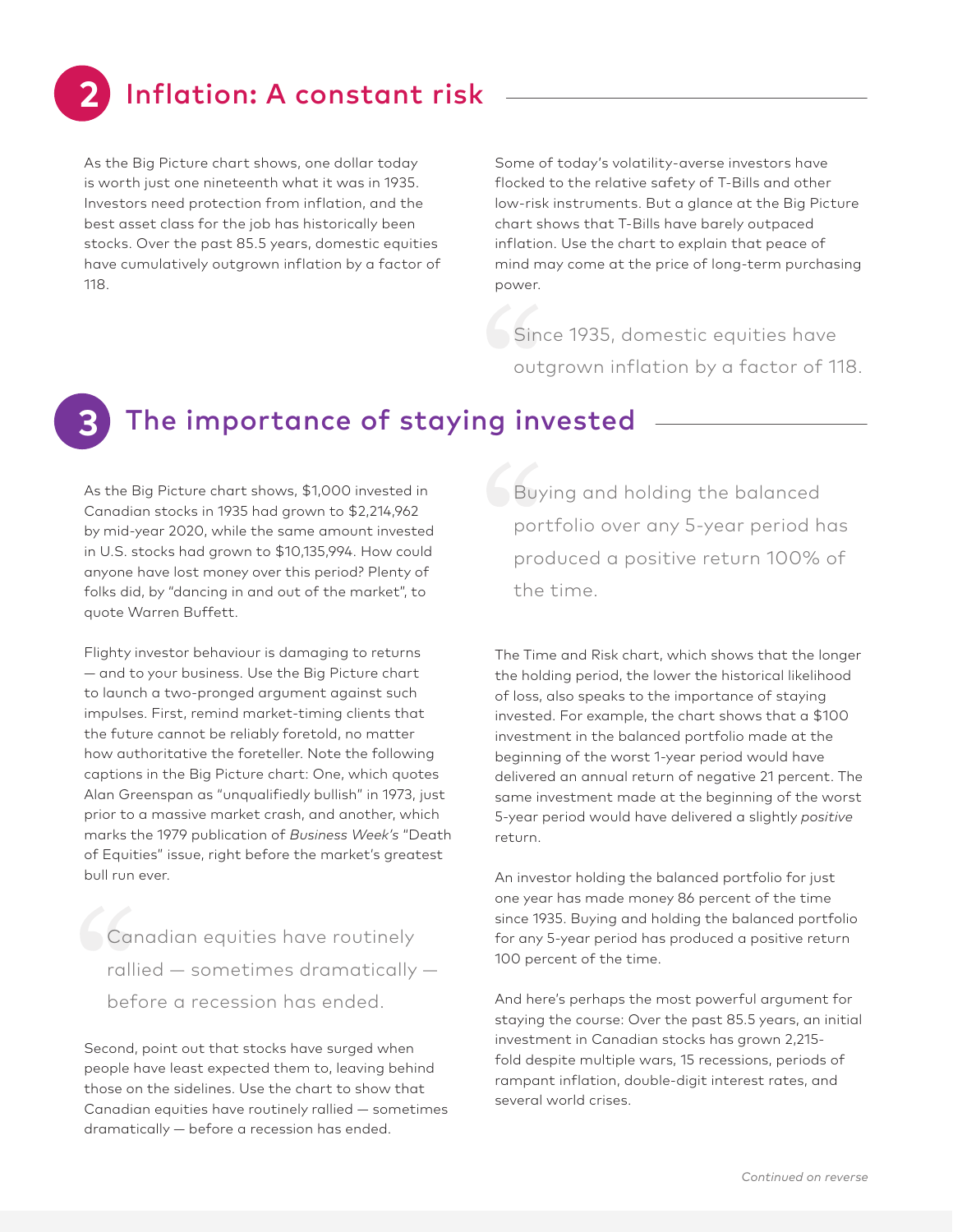## 2 Inflation: A constant risk

As the Big Picture chart shows, one dollar today is worth just one nineteenth what it was in 1935. Investors need protection from inflation, and the best asset class for the job has historically been stocks. Over the past 85.5 years, domestic equities have cumulatively outgrown inflation by a factor of 118.

Some of today's volatility-averse investors have flocked to the relative safety of T-Bills and other low-risk instruments. But a glance at the Big Picture chart shows that T-Bills have barely outpaced inflation. Use the chart to explain that peace of mind may come at the price of long-term purchasing power.

> Since 1935, domestic equities have outgrown inflation by a factor of 118.

## 3 The importance of staying invested

As the Big Picture chart shows, $1,000 invested in Canadian stocks in 1935 had grown to $2,214,962 by mid-year 2020, while the same amount invested in U.S. stocks had grown to $10,135,994. How could anyone have lost money over this period? Plenty of folks did, by "dancing in and out of the market", to quote Warren Buffett.

Flighty investor behaviour is damaging to returns — and to your business. Use the Big Picture chart to launch a two-pronged argument against such impulses. First, remind market-timing clients that the future cannot be reliably foretold, no matter how authoritative the foreteller. Note the following captions in the Big Picture chart: One, which quotes Alan Greenspan as "unqualifiedly bullish" in 1973, just prior to a massive market crash, and another, which marks the 1979 publication of *Business Week's* "Death of Equities" issue, right before the market's greatest bull run ever.

> Canadian equities have routinely rallied — sometimes dramatically — before a recession has ended.

Second, point out that stocks have surged when people have least expected them to, leaving behind those on the sidelines. Use the chart to show that Canadian equities have routinely rallied — sometimes dramatically — before a recession has ended.

> Buying and holding the balanced portfolio over any 5-year period has produced a positive return 100% of the time.

The Time and Risk chart, which shows that the longer the holding period, the lower the historical likelihood of loss, also speaks to the importance of staying invested. For example, the chart shows that a $100 investment in the balanced portfolio made at the beginning of the worst 1-year period would have delivered an annual return of negative 21 percent. The same investment made at the beginning of the worst 5-year period would have delivered a slightly *positive* return.

An investor holding the balanced portfolio for just one year has made money 86 percent of the time since 1935. Buying and holding the balanced portfolio for any 5-year period has produced a positive return 100 percent of the time.

And here's perhaps the most powerful argument for staying the course: Over the past 85.5 years, an initial investment in Canadian stocks has grown 2,215-fold despite multiple wars, 15 recessions, periods of rampant inflation, double-digit interest rates, and several world crises.

*Continued on reverse*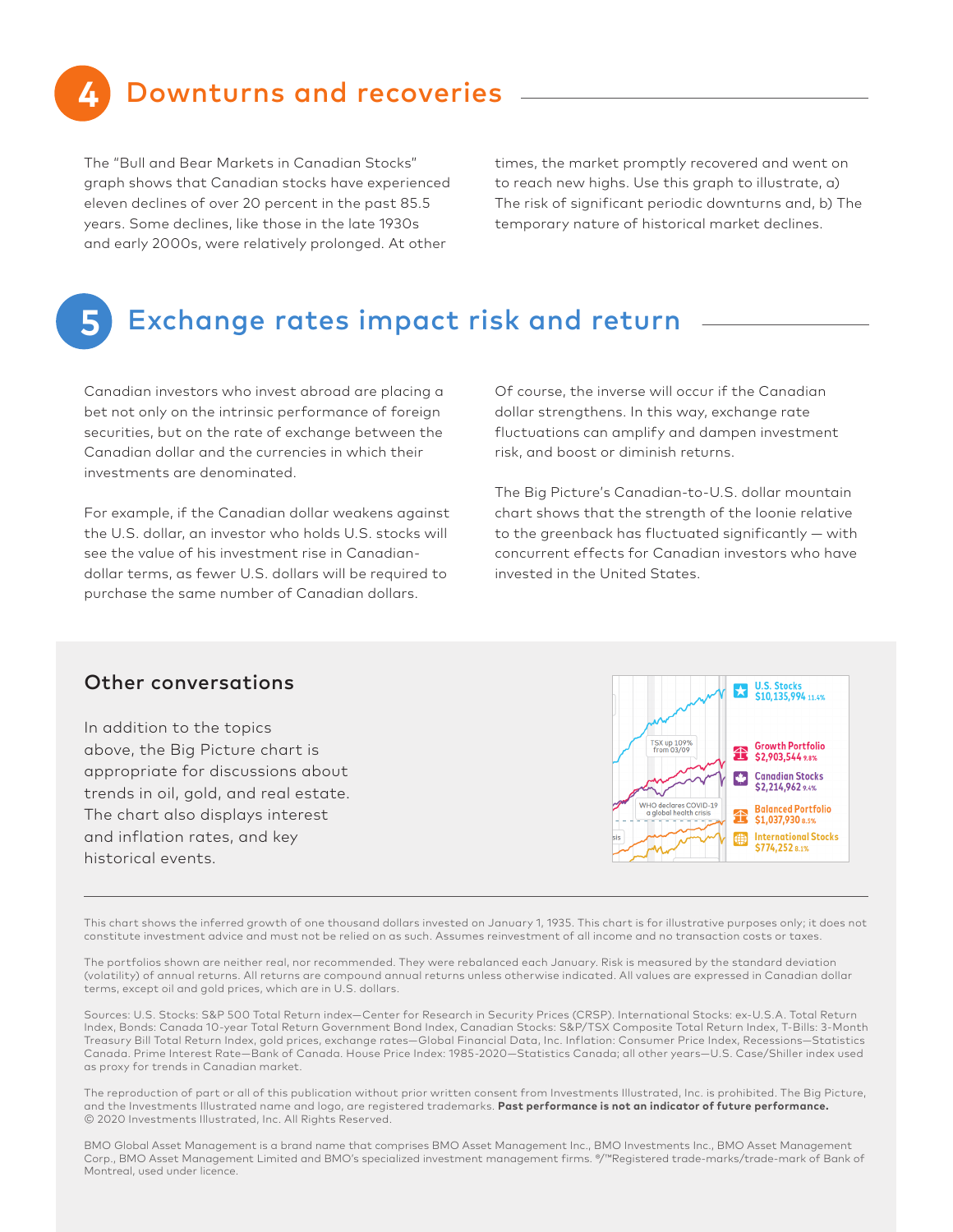## 4 Downturns and recoveries

The "Bull and Bear Markets in Canadian Stocks" graph shows that Canadian stocks have experienced eleven declines of over 20 percent in the past 85.5 years. Some declines, like those in the late 1930s and early 2000s, were relatively prolonged. At other times, the market promptly recovered and went on to reach new highs. Use this graph to illustrate, a) The risk of significant periodic downturns and, b) The temporary nature of historical market declines.

## 5 Exchange rates impact risk and return

Canadian investors who invest abroad are placing a bet not only on the intrinsic performance of foreign securities, but on the rate of exchange between the Canadian dollar and the currencies in which their investments are denominated.

For example, if the Canadian dollar weakens against the U.S. dollar, an investor who holds U.S. stocks will see the value of his investment rise in Canadian-dollar terms, as fewer U.S. dollars will be required to purchase the same number of Canadian dollars.

Of course, the inverse will occur if the Canadian dollar strengthens. In this way, exchange rate fluctuations can amplify and dampen investment risk, and boost or diminish returns.

The Big Picture's Canadian-to-U.S. dollar mountain chart shows that the strength of the loonie relative to the greenback has fluctuated significantly — with concurrent effects for Canadian investors who have invested in the United States.

### Other conversations

In addition to the topics above, the Big Picture chart is appropriate for discussions about trends in oil, gold, and real estate. The chart also displays interest and inflation rates, and key historical events.

TSX up 109% from 03/09

WHO declares COVID-19 a global health crisis

U.S. Stocks $10,135,994 11.4%

Growth Portfolio $2,903,544 9.8%

Canadian Stocks $2,214,962 9.4%

Balanced Portfolio $1,037,930 8.3%

International Stocks $774,252 8.1%

---

This chart shows the inferred growth of one thousand dollars invested on January 1, 1935. This chart is for illustrative purposes only; it does not constitute investment advice and must not be relied on as such. Assumes reinvestment of all income and no transaction costs or taxes.

The portfolios shown are neither real, nor recommended. They were rebalanced each January. Risk is measured by the standard deviation (volatility) of annual returns. All returns are compound annual returns unless otherwise indicated. All values are expressed in Canadian dollar terms, except oil and gold prices, which are in U.S. dollars.

Sources: U.S. Stocks: S&P 500 Total Return index—Center for Research in Security Prices (CRSP). International Stocks: ex-U.S.A. Total Return Index, Bonds: Canada 10-year Total Return Government Bond Index, Canadian Stocks: S&P/TSX Composite Total Return Index, T-Bills: 3-Month Treasury Bill Total Return Index, gold prices, exchange rates—Global Financial Data, Inc. Inflation: Consumer Price Index, Recessions—Statistics Canada. Prime Interest Rate—Bank of Canada. House Price Index: 1985-2020—Statistics Canada; all other years—U.S. Case/Shiller index used as proxy for trends in Canadian market.

The reproduction of part or all of this publication without prior written consent from Investments Illustrated, Inc. is prohibited. The Big Picture, and the Investments Illustrated name and logo, are registered trademarks. **Past performance is not an indicator of future performance.** © 2020 Investments Illustrated, Inc. All Rights Reserved.

BMO Global Asset Management is a brand name that comprises BMO Asset Management Inc., BMO Investments Inc., BMO Asset Management Corp., BMO Asset Management Limited and BMO's specialized investment management firms. ®/™Registered trade-marks/trade-mark of Bank of Montreal, used under licence.